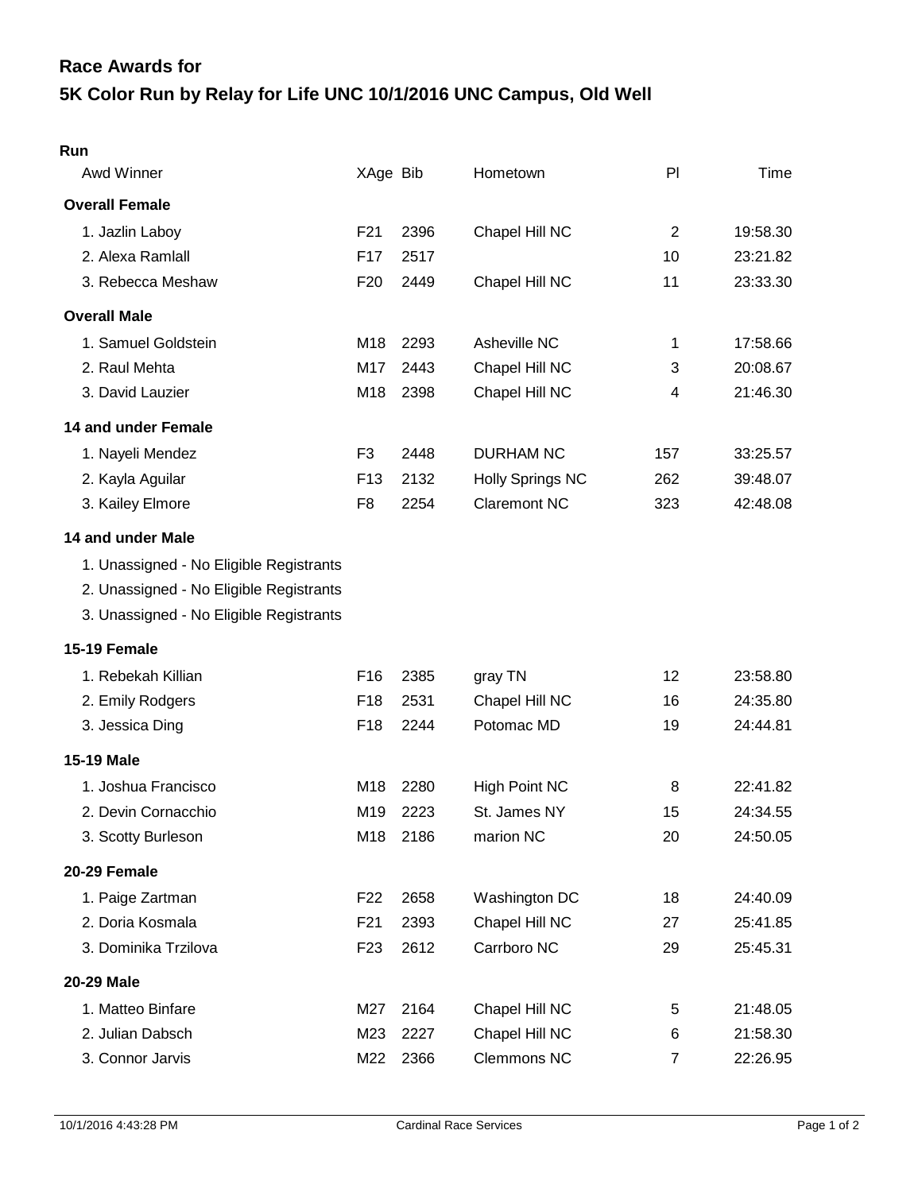## Race Awards for

# 5K Color Run by Relay for Life UNC 10/1/2016 UNC Campus, Old Well

### Run

| Awd Winner | XAge | Bib | Hometown | Pl | Time |
|---|---|---|---|---|---|
| **Overall Female** | | | | | |
| 1. Jazlin Laboy | F21 | 2396 | Chapel Hill NC | 2 | 19:58.30 |
| 2. Alexa Ramlall | F17 | 2517 | | 10 | 23:21.82 |
| 3. Rebecca Meshaw | F20 | 2449 | Chapel Hill NC | 11 | 23:33.30 |
| **Overall Male** | | | | | |
| 1. Samuel Goldstein | M18 | 2293 | Asheville NC | 1 | 17:58.66 |
| 2. Raul Mehta | M17 | 2443 | Chapel Hill NC | 3 | 20:08.67 |
| 3. David Lauzier | M18 | 2398 | Chapel Hill NC | 4 | 21:46.30 |
| **14 and under Female** | | | | | |
| 1. Nayeli Mendez | F3 | 2448 | DURHAM NC | 157 | 33:25.57 |
| 2. Kayla Aguilar | F13 | 2132 | Holly Springs NC | 262 | 39:48.07 |
| 3. Kailey Elmore | F8 | 2254 | Claremont NC | 323 | 42:48.08 |
| **14 and under Male** | | | | | |
| 1. Unassigned - No Eligible Registrants | | | | | |
| 2. Unassigned - No Eligible Registrants | | | | | |
| 3. Unassigned - No Eligible Registrants | | | | | |
| **15-19 Female** | | | | | |
| 1. Rebekah Killian | F16 | 2385 | gray TN | 12 | 23:58.80 |
| 2. Emily Rodgers | F18 | 2531 | Chapel Hill NC | 16 | 24:35.80 |
| 3. Jessica Ding | F18 | 2244 | Potomac MD | 19 | 24:44.81 |
| **15-19 Male** | | | | | |
| 1. Joshua Francisco | M18 | 2280 | High Point NC | 8 | 22:41.82 |
| 2. Devin Cornacchio | M19 | 2223 | St. James NY | 15 | 24:34.55 |
| 3. Scotty Burleson | M18 | 2186 | marion NC | 20 | 24:50.05 |
| **20-29 Female** | | | | | |
| 1. Paige Zartman | F22 | 2658 | Washington DC | 18 | 24:40.09 |
| 2. Doria Kosmala | F21 | 2393 | Chapel Hill NC | 27 | 25:41.85 |
| 3. Dominika Trzilova | F23 | 2612 | Carrboro NC | 29 | 25:45.31 |
| **20-29 Male** | | | | | |
| 1. Matteo Binfare | M27 | 2164 | Chapel Hill NC | 5 | 21:48.05 |
| 2. Julian Dabsch | M23 | 2227 | Chapel Hill NC | 6 | 21:58.30 |
| 3. Connor Jarvis | M22 | 2366 | Clemmons NC | 7 | 22:26.95 |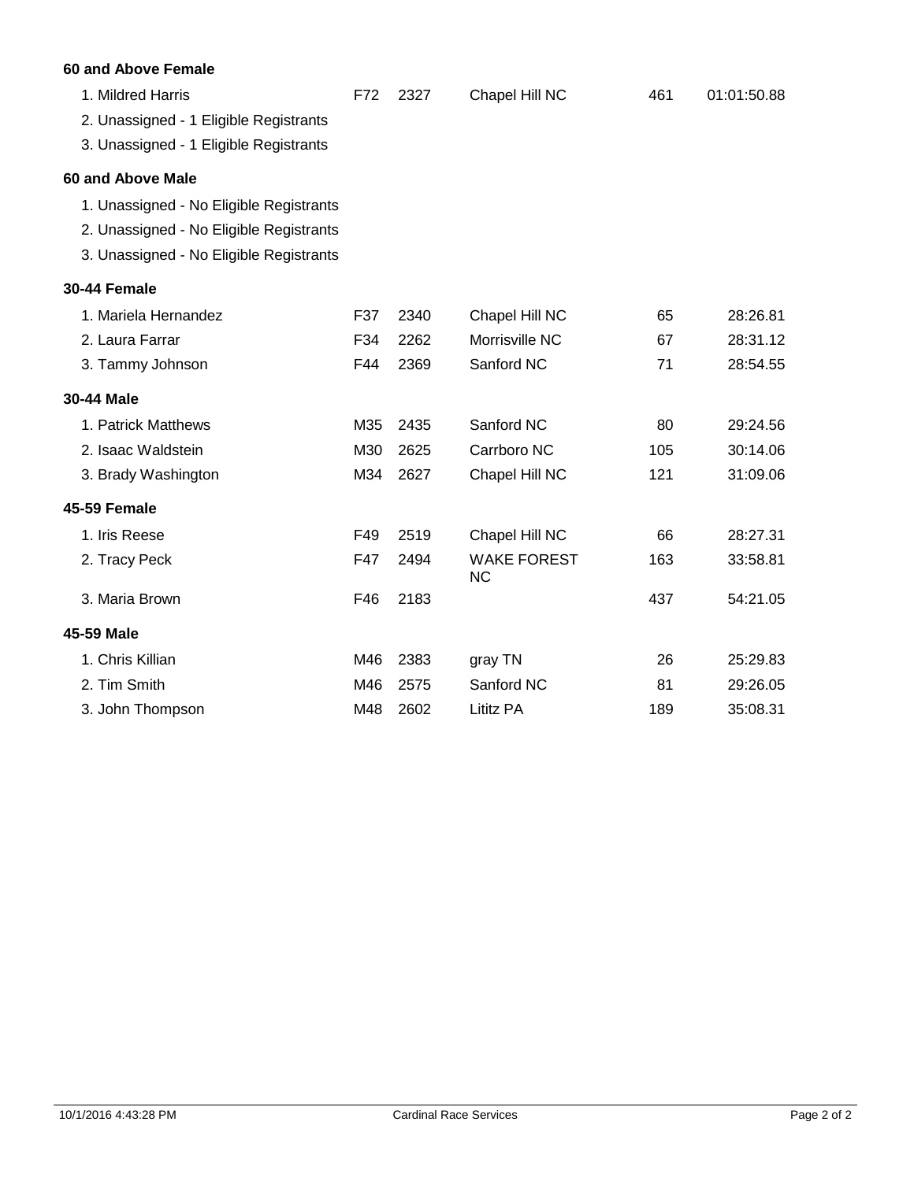### 60 and Above Female

| | | | | | |
|---|---|---|---|---|---|
| 1. Mildred Harris | F72 | 2327 | Chapel Hill NC | 461 | 01:01:50.88 |
| 2. Unassigned - 1 Eligible Registrants | | | | | |
| 3. Unassigned - 1 Eligible Registrants | | | | | |

### 60 and Above Male

| | | | | | |
|---|---|---|---|---|---|
| 1. Unassigned - No Eligible Registrants | | | | | |
| 2. Unassigned - No Eligible Registrants | | | | | |
| 3. Unassigned - No Eligible Registrants | | | | | |

### 30-44 Female

| | | | | | |
|---|---|---|---|---|---|
| 1. Mariela Hernandez | F37 | 2340 | Chapel Hill NC | 65 | 28:26.81 |
| 2. Laura Farrar | F34 | 2262 | Morrisville NC | 67 | 28:31.12 |
| 3. Tammy Johnson | F44 | 2369 | Sanford NC | 71 | 28:54.55 |

### 30-44 Male

| | | | | | |
|---|---|---|---|---|---|
| 1. Patrick Matthews | M35 | 2435 | Sanford NC | 80 | 29:24.56 |
| 2. Isaac Waldstein | M30 | 2625 | Carrboro NC | 105 | 30:14.06 |
| 3. Brady Washington | M34 | 2627 | Chapel Hill NC | 121 | 31:09.06 |

### 45-59 Female

| | | | | | |
|---|---|---|---|---|---|
| 1. Iris Reese | F49 | 2519 | Chapel Hill NC | 66 | 28:27.31 |
| 2. Tracy Peck | F47 | 2494 | WAKE FOREST NC | 163 | 33:58.81 |
| 3. Maria Brown | F46 | 2183 | | 437 | 54:21.05 |

### 45-59 Male

| | | | | | |
|---|---|---|---|---|---|
| 1. Chris Killian | M46 | 2383 | gray TN | 26 | 25:29.83 |
| 2. Tim Smith | M46 | 2575 | Sanford NC | 81 | 29:26.05 |
| 3. John Thompson | M48 | 2602 | Lititz PA | 189 | 35:08.31 |